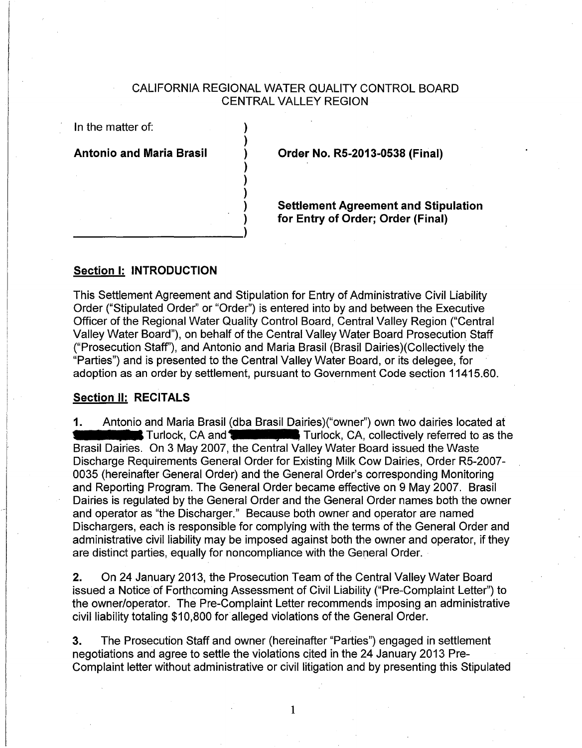CALIFORNIA REGIONAL WATER QUALITY CONTROL BOARD
CENTRAL VALLEY REGION

| In the matter of: | |
| --- | --- |
| **Antonio and Maria Brasil** | **Order No. R5-2013-0538 (Final)** |
| | **Settlement Agreement and Stipulation for Entry of Order; Order (Final)** |

## Section I: INTRODUCTION

This Settlement Agreement and Stipulation for Entry of Administrative Civil Liability Order ("Stipulated Order" or "Order") is entered into by and between the Executive Officer of the Regional Water Quality Control Board, Central Valley Region ("Central Valley Water Board"), on behalf of the Central Valley Water Board Prosecution Staff ("Prosecution Staff"), and Antonio and Maria Brasil (Brasil Dairies)(Collectively the "Parties") and is presented to the Central Valley Water Board, or its delegee, for adoption as an order by settlement, pursuant to Government Code section 11415.60.

## Section II: RECITALS

**1.** Antonio and Maria Brasil (dba Brasil Dairies)("owner") own two dairies located at [redacted] Turlock, CA and [redacted] Turlock, CA, collectively referred to as the Brasil Dairies. On 3 May 2007, the Central Valley Water Board issued the Waste Discharge Requirements General Order for Existing Milk Cow Dairies, Order R5-2007-0035 (hereinafter General Order) and the General Order's corresponding Monitoring and Reporting Program. The General Order became effective on 9 May 2007. Brasil Dairies is regulated by the General Order and the General Order names both the owner and operator as "the Discharger." Because both owner and operator are named Dischargers, each is responsible for complying with the terms of the General Order and administrative civil liability may be imposed against both the owner and operator, if they are distinct parties, equally for noncompliance with the General Order.

**2.** On 24 January 2013, the Prosecution Team of the Central Valley Water Board issued a Notice of Forthcoming Assessment of Civil Liability ("Pre-Complaint Letter") to the owner/operator. The Pre-Complaint Letter recommends imposing an administrative civil liability totaling $10,800 for alleged violations of the General Order.

**3.** The Prosecution Staff and owner (hereinafter "Parties") engaged in settlement negotiations and agree to settle the violations cited in the 24 January 2013 Pre-Complaint letter without administrative or civil litigation and by presenting this Stipulated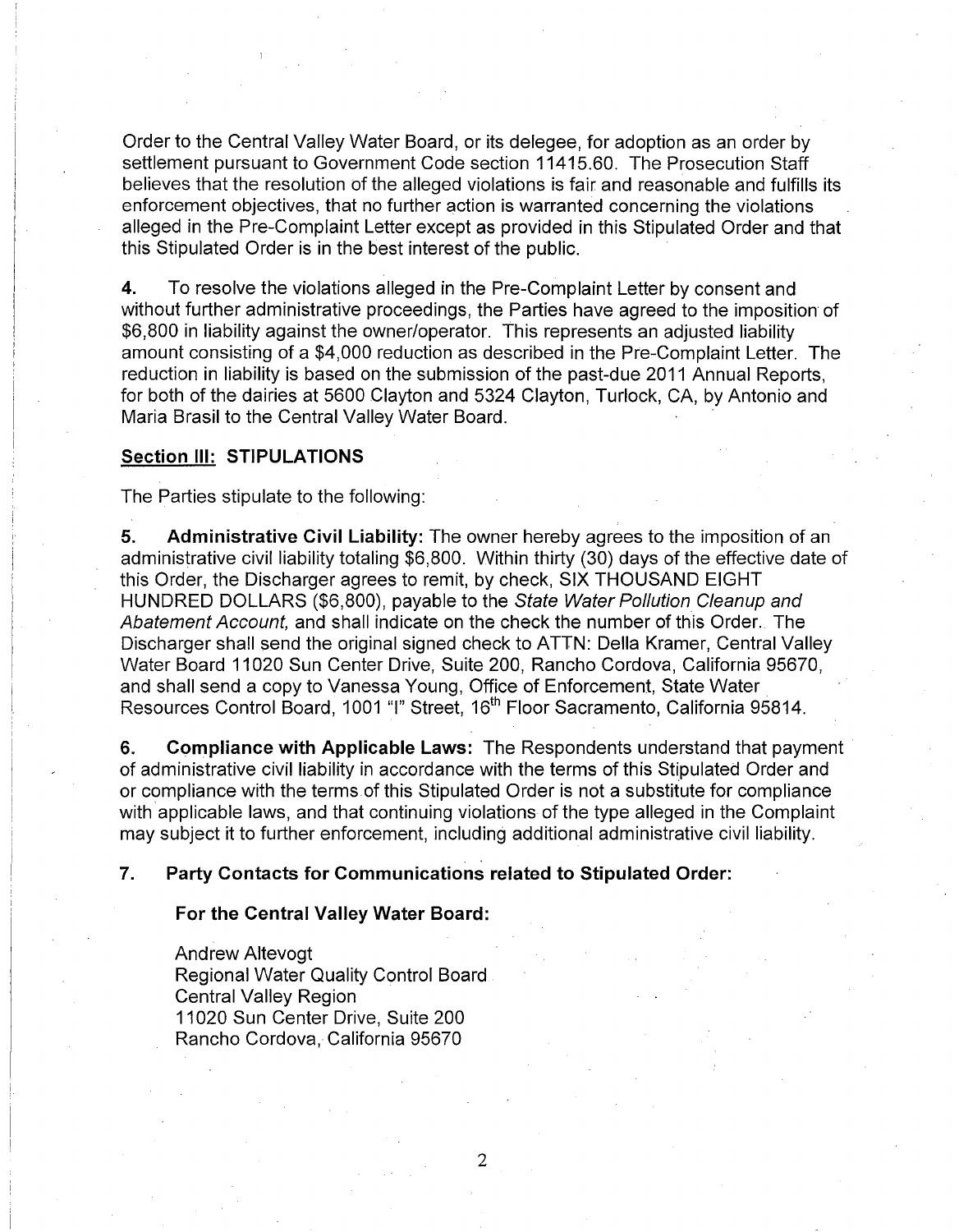Order to the Central Valley Water Board, or its delegee, for adoption as an order by settlement pursuant to Government Code section 11415.60. The Prosecution Staff believes that the resolution of the alleged violations is fair and reasonable and fulfills its enforcement objectives, that no further action is warranted concerning the violations alleged in the Pre-Complaint Letter except as provided in this Stipulated Order and that this Stipulated Order is in the best interest of the public.

**4.** To resolve the violations alleged in the Pre-Complaint Letter by consent and without further administrative proceedings, the Parties have agreed to the imposition of $6,800 in liability against the owner/operator. This represents an adjusted liability amount consisting of a $4,000 reduction as described in the Pre-Complaint Letter. The reduction in liability is based on the submission of the past-due 2011 Annual Reports, for both of the dairies at 5600 Clayton and 5324 Clayton, Turlock, CA, by Antonio and Maria Brasil to the Central Valley Water Board.

## Section III: STIPULATIONS

The Parties stipulate to the following:

**5. Administrative Civil Liability:** The owner hereby agrees to the imposition of an administrative civil liability totaling $6,800. Within thirty (30) days of the effective date of this Order, the Discharger agrees to remit, by check, SIX THOUSAND EIGHT HUNDRED DOLLARS ($6,800), payable to the *State Water Pollution Cleanup and Abatement Account,* and shall indicate on the check the number of this Order. The Discharger shall send the original signed check to ATTN: Della Kramer, Central Valley Water Board 11020 Sun Center Drive, Suite 200, Rancho Cordova, California 95670, and shall send a copy to Vanessa Young, Office of Enforcement, State Water Resources Control Board, 1001 "I" Street, 16th Floor Sacramento, California 95814.

**6. Compliance with Applicable Laws:** The Respondents understand that payment of administrative civil liability in accordance with the terms of this Stipulated Order and or compliance with the terms of this Stipulated Order is not a substitute for compliance with applicable laws, and that continuing violations of the type alleged in the Complaint may subject it to further enforcement, including additional administrative civil liability.

**7. Party Contacts for Communications related to Stipulated Order:**

**For the Central Valley Water Board:**

Andrew Altevogt
Regional Water Quality Control Board
Central Valley Region
11020 Sun Center Drive, Suite 200
Rancho Cordova, California 95670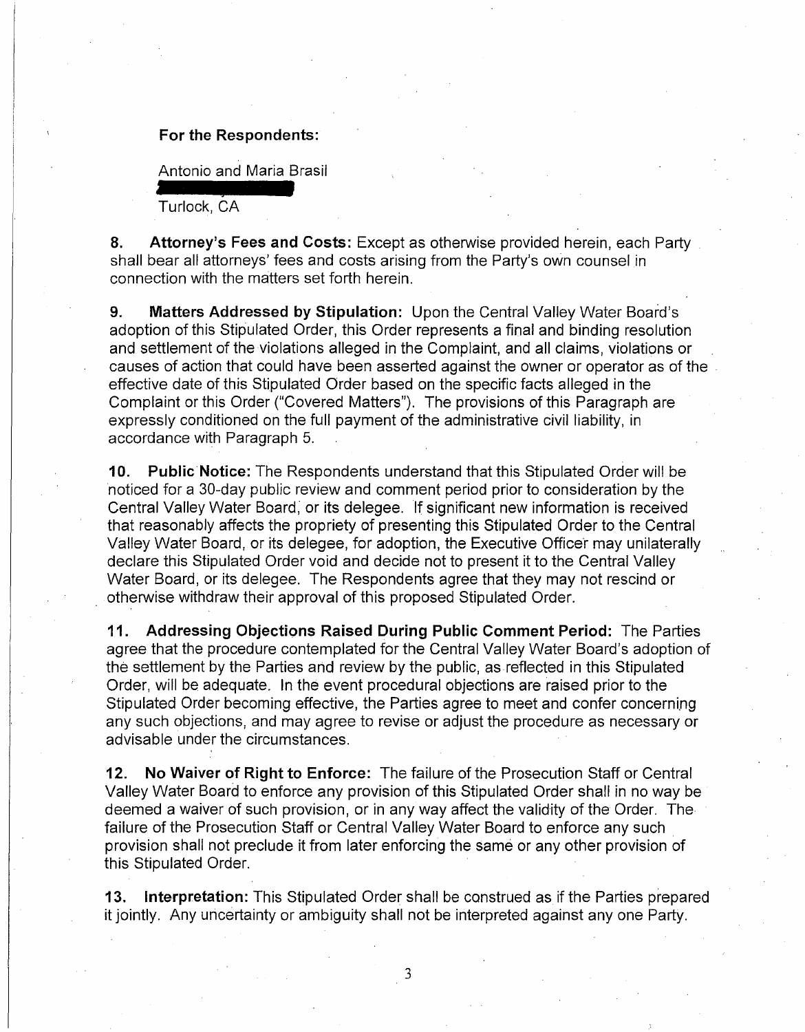**For the Respondents:**

Antonio and Maria Brasil

Turlock, CA

**8. Attorney's Fees and Costs:** Except as otherwise provided herein, each Party shall bear all attorneys' fees and costs arising from the Party's own counsel in connection with the matters set forth herein.

**9. Matters Addressed by Stipulation:** Upon the Central Valley Water Board's adoption of this Stipulated Order, this Order represents a final and binding resolution and settlement of the violations alleged in the Complaint, and all claims, violations or causes of action that could have been asserted against the owner or operator as of the effective date of this Stipulated Order based on the specific facts alleged in the Complaint or this Order ("Covered Matters"). The provisions of this Paragraph are expressly conditioned on the full payment of the administrative civil liability, in accordance with Paragraph 5.

**10. Public Notice:** The Respondents understand that this Stipulated Order will be noticed for a 30-day public review and comment period prior to consideration by the Central Valley Water Board, or its delegee. If significant new information is received that reasonably affects the propriety of presenting this Stipulated Order to the Central Valley Water Board, or its delegee, for adoption, the Executive Officer may unilaterally declare this Stipulated Order void and decide not to present it to the Central Valley Water Board, or its delegee. The Respondents agree that they may not rescind or otherwise withdraw their approval of this proposed Stipulated Order.

**11. Addressing Objections Raised During Public Comment Period:** The Parties agree that the procedure contemplated for the Central Valley Water Board's adoption of the settlement by the Parties and review by the public, as reflected in this Stipulated Order, will be adequate. In the event procedural objections are raised prior to the Stipulated Order becoming effective, the Parties agree to meet and confer concerning any such objections, and may agree to revise or adjust the procedure as necessary or advisable under the circumstances.

**12. No Waiver of Right to Enforce:** The failure of the Prosecution Staff or Central Valley Water Board to enforce any provision of this Stipulated Order shall in no way be deemed a waiver of such provision, or in any way affect the validity of the Order. The failure of the Prosecution Staff or Central Valley Water Board to enforce any such provision shall not preclude it from later enforcing the same or any other provision of this Stipulated Order.

**13. Interpretation:** This Stipulated Order shall be construed as if the Parties prepared it jointly. Any uncertainty or ambiguity shall not be interpreted against any one Party.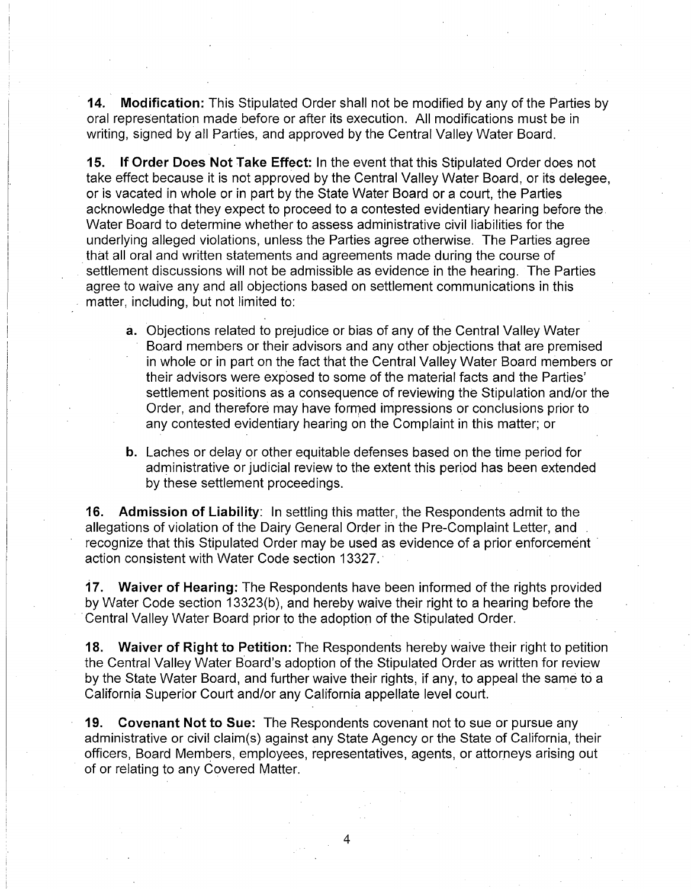**14. Modification:** This Stipulated Order shall not be modified by any of the Parties by oral representation made before or after its execution. All modifications must be in writing, signed by all Parties, and approved by the Central Valley Water Board.

**15. If Order Does Not Take Effect:** In the event that this Stipulated Order does not take effect because it is not approved by the Central Valley Water Board, or its delegee, or is vacated in whole or in part by the State Water Board or a court, the Parties acknowledge that they expect to proceed to a contested evidentiary hearing before the Water Board to determine whether to assess administrative civil liabilities for the underlying alleged violations, unless the Parties agree otherwise. The Parties agree that all oral and written statements and agreements made during the course of settlement discussions will not be admissible as evidence in the hearing. The Parties agree to waive any and all objections based on settlement communications in this matter, including, but not limited to:

- **a.** Objections related to prejudice or bias of any of the Central Valley Water Board members or their advisors and any other objections that are premised in whole or in part on the fact that the Central Valley Water Board members or their advisors were exposed to some of the material facts and the Parties' settlement positions as a consequence of reviewing the Stipulation and/or the Order, and therefore may have formed impressions or conclusions prior to any contested evidentiary hearing on the Complaint in this matter; or

- **b.** Laches or delay or other equitable defenses based on the time period for administrative or judicial review to the extent this period has been extended by these settlement proceedings.

**16. Admission of Liability**: In settling this matter, the Respondents admit to the allegations of violation of the Dairy General Order in the Pre-Complaint Letter, and recognize that this Stipulated Order may be used as evidence of a prior enforcement action consistent with Water Code section 13327.

**17. Waiver of Hearing:** The Respondents have been informed of the rights provided by Water Code section 13323(b), and hereby waive their right to a hearing before the Central Valley Water Board prior to the adoption of the Stipulated Order.

**18. Waiver of Right to Petition:** The Respondents hereby waive their right to petition the Central Valley Water Board's adoption of the Stipulated Order as written for review by the State Water Board, and further waive their rights, if any, to appeal the same to a California Superior Court and/or any California appellate level court.

**19. Covenant Not to Sue:** The Respondents covenant not to sue or pursue any administrative or civil claim(s) against any State Agency or the State of California, their officers, Board Members, employees, representatives, agents, or attorneys arising out of or relating to any Covered Matter.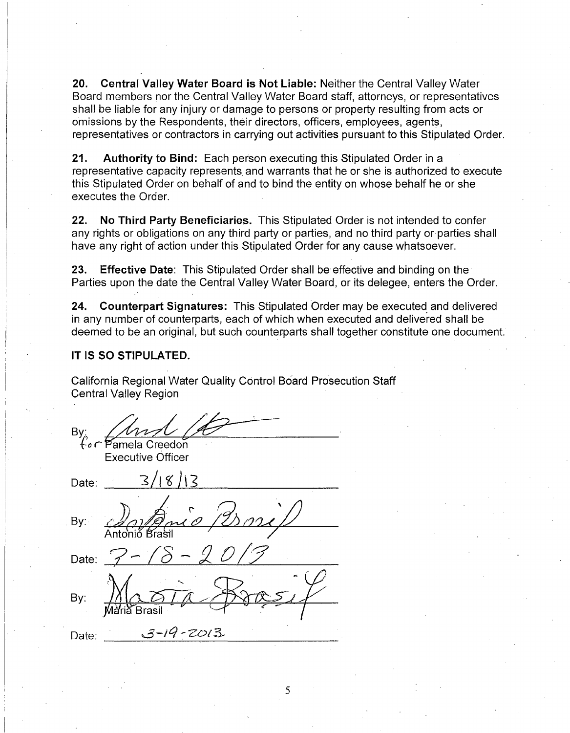**20. Central Valley Water Board is Not Liable:** Neither the Central Valley Water Board members nor the Central Valley Water Board staff, attorneys, or representatives shall be liable for any injury or damage to persons or property resulting from acts or omissions by the Respondents, their directors, officers, employees, agents, representatives or contractors in carrying out activities pursuant to this Stipulated Order.

**21. Authority to Bind:** Each person executing this Stipulated Order in a representative capacity represents and warrants that he or she is authorized to execute this Stipulated Order on behalf of and to bind the entity on whose behalf he or she executes the Order.

**22. No Third Party Beneficiaries.** This Stipulated Order is not intended to confer any rights or obligations on any third party or parties, and no third party or parties shall have any right of action under this Stipulated Order for any cause whatsoever.

**23. Effective Date**: This Stipulated Order shall be effective and binding on the Parties upon the date the Central Valley Water Board, or its delegee, enters the Order.

**24. Counterpart Signatures:** This Stipulated Order may be executed and delivered in any number of counterparts, each of which when executed and delivered shall be deemed to be an original, but such counterparts shall together constitute one document.

**IT IS SO STIPULATED.**

California Regional Water Quality Control Board Prosecution Staff
Central Valley Region

By: _[signature]_
for Pamela Creedon
Executive Officer

Date: 3/18/13

By: _[signature]_
Antonio Brasil

Date: 3-18-2013

By: _[signature]_
Maria Brasil

Date: 3-19-2013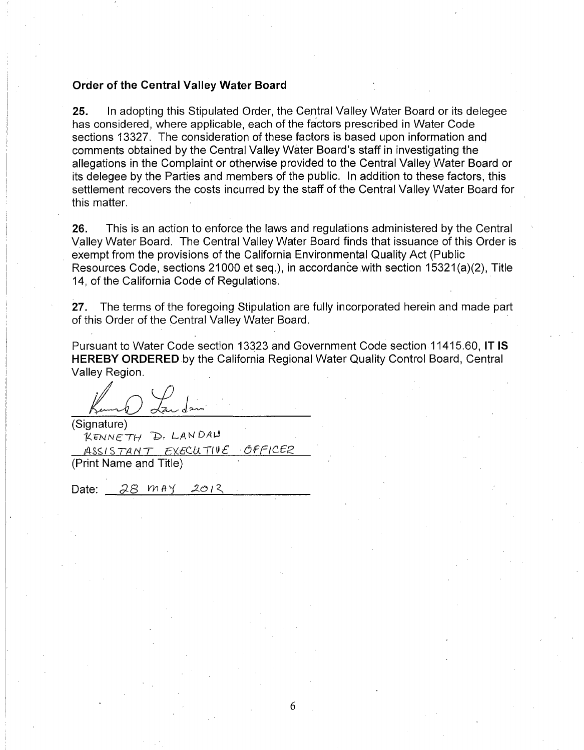**Order of the Central Valley Water Board**

**25.** In adopting this Stipulated Order, the Central Valley Water Board or its delegee has considered, where applicable, each of the factors prescribed in Water Code sections 13327. The consideration of these factors is based upon information and comments obtained by the Central Valley Water Board's staff in investigating the allegations in the Complaint or otherwise provided to the Central Valley Water Board or its delegee by the Parties and members of the public. In addition to these factors, this settlement recovers the costs incurred by the staff of the Central Valley Water Board for this matter.

**26.** This is an action to enforce the laws and regulations administered by the Central Valley Water Board. The Central Valley Water Board finds that issuance of this Order is exempt from the provisions of the California Environmental Quality Act (Public Resources Code, sections 21000 et seq.), in accordance with section 15321(a)(2), Title 14, of the California Code of Regulations.

**27.** The terms of the foregoing Stipulation are fully incorporated herein and made part of this Order of the Central Valley Water Board.

Pursuant to Water Code section 13323 and Government Code section 11415.60, **IT IS HEREBY ORDERED** by the California Regional Water Quality Control Board, Central Valley Region.

(Signature)

KENNETH D. LANDAU
ASSISTANT EXECUTIVE OFFICER
(Print Name and Title)

Date: 28 MAY 2013